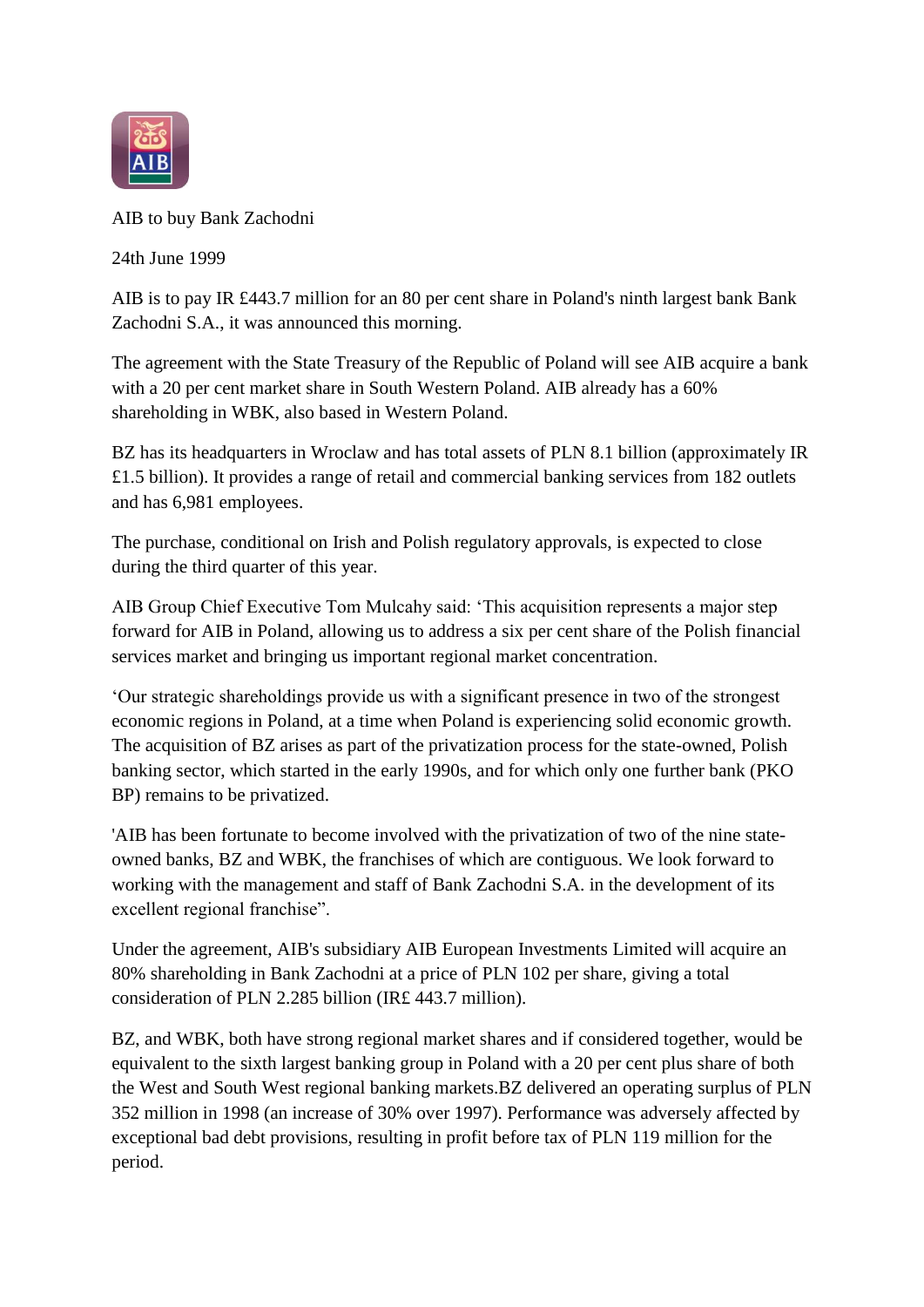AIB to buy Bank Zachodni

24th June 1999

AIB is to pay IR £443.7 million for an 80 per cent share in Poland's ninth largest bank Bank Zachodni S.A., it was announced this morning.

The agreement with the State Treasury of the Republic of Poland will see AIB acquire a bank with a 20 per cent market share in South Western Poland. AIB already has a 60% shareholding in WBK, also based in Western Poland.

BZ has its headquarters in Wroclaw and has total assets of PLN 8.1 billion (approximately IR £1.5 billion). It provides a range of retail and commercial banking services from 182 outlets and has 6,981 employees.

The purchase, conditional on Irish and Polish regulatory approvals, is expected to close during the third quarter of this year.

AIB Group Chief Executive Tom Mulcahy said: ‘This acquisition represents a major step forward for AIB in Poland, allowing us to address a six per cent share of the Polish financial services market and bringing us important regional market concentration.

‘Our strategic shareholdings provide us with a significant presence in two of the strongest economic regions in Poland, at a time when Poland is experiencing solid economic growth. The acquisition of BZ arises as part of the privatization process for the state-owned, Polish banking sector, which started in the early 1990s, and for which only one further bank (PKO BP) remains to be privatized.

'AIB has been fortunate to become involved with the privatization of two of the nine state-owned banks, BZ and WBK, the franchises of which are contiguous. We look forward to working with the management and staff of Bank Zachodni S.A. in the development of its excellent regional franchise”.

Under the agreement, AIB's subsidiary AIB European Investments Limited will acquire an 80% shareholding in Bank Zachodni at a price of PLN 102 per share, giving a total consideration of PLN 2.285 billion (IR£ 443.7 million).

BZ, and WBK, both have strong regional market shares and if considered together, would be equivalent to the sixth largest banking group in Poland with a 20 per cent plus share of both the West and South West regional banking markets.BZ delivered an operating surplus of PLN 352 million in 1998 (an increase of 30% over 1997). Performance was adversely affected by exceptional bad debt provisions, resulting in profit before tax of PLN 119 million for the period.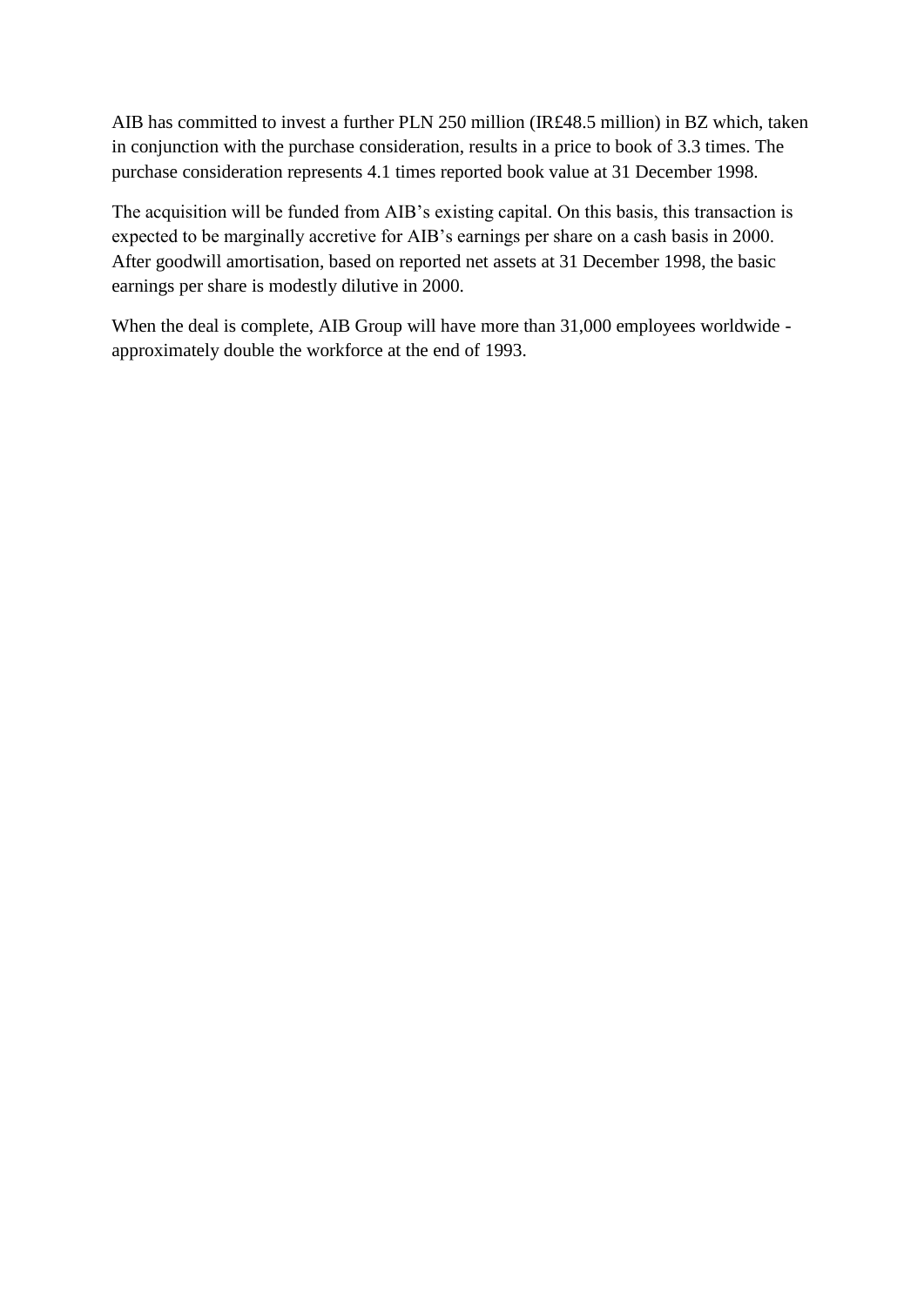AIB has committed to invest a further PLN 250 million (IR£48.5 million) in BZ which, taken in conjunction with the purchase consideration, results in a price to book of 3.3 times. The purchase consideration represents 4.1 times reported book value at 31 December 1998.

The acquisition will be funded from AIB's existing capital. On this basis, this transaction is expected to be marginally accretive for AIB's earnings per share on a cash basis in 2000. After goodwill amortisation, based on reported net assets at 31 December 1998, the basic earnings per share is modestly dilutive in 2000.

When the deal is complete, AIB Group will have more than 31,000 employees worldwide - approximately double the workforce at the end of 1993.